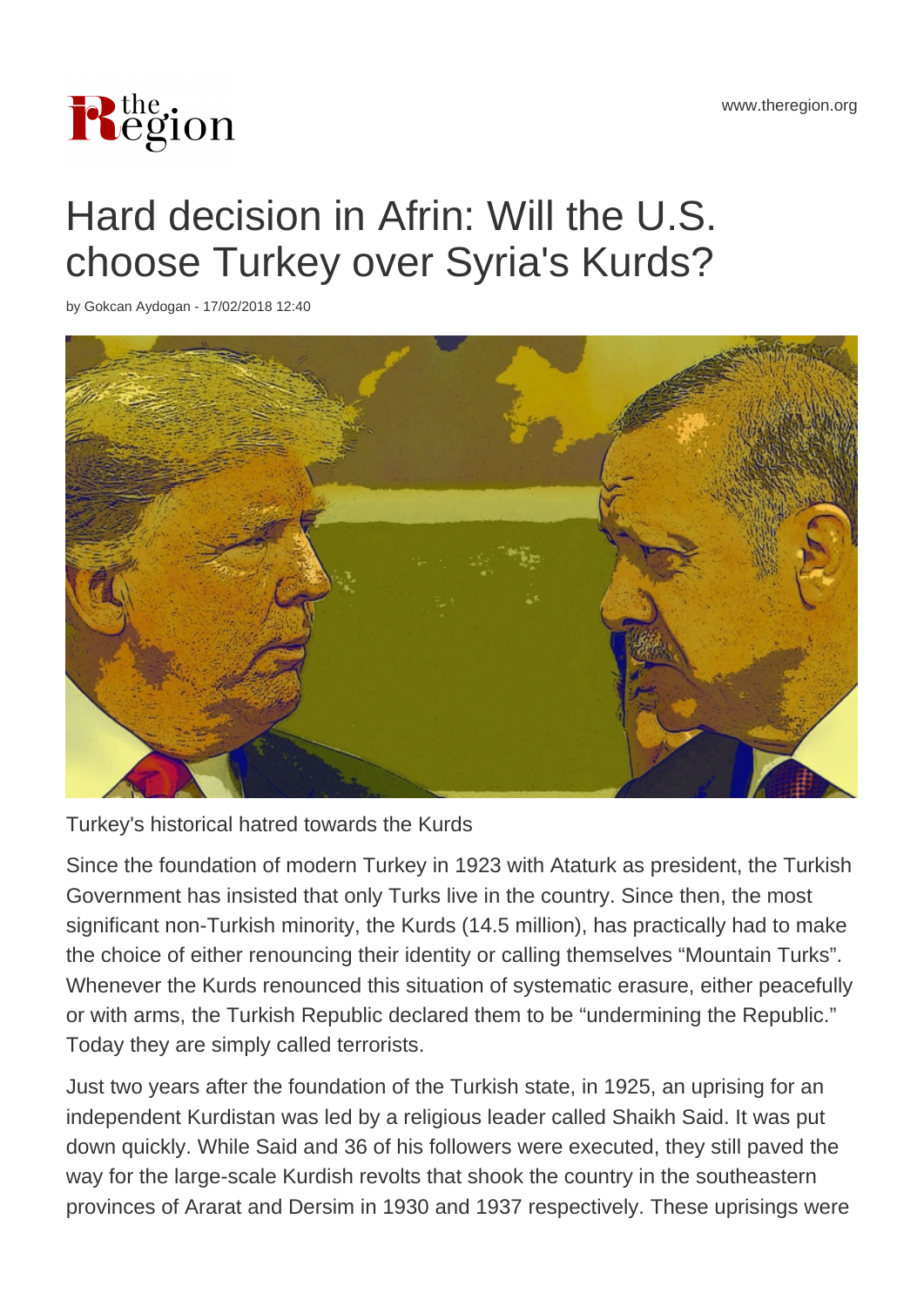# Hard decision in Afrin: Will the U.S. choose Turkey over Syria's Kurds?

by Gokcan Aydogan - 17/02/2018 12:40

Turkey's historical hatred towards the Kurds

Since the foundation of modern Turkey in 1923 with Ataturk as president, the Turkish Government has insisted that only Turks live in the country. Since then, the most significant non-Turkish minority, the Kurds (14.5 million), has practically had to make the choice of either renouncing their identity or calling themselves "Mountain Turks". Whenever the Kurds renounced this situation of systematic erasure, either peacefully or with arms, the Turkish Republic declared them to be "undermining the Republic." Today they are simply called terrorists.

Just two years after the foundation of the Turkish state, in 1925, an uprising for an independent Kurdistan was led by a religious leader called Shaikh Said. It was put down quickly. While Said and 36 of his followers were executed, they still paved the way for the large-scale Kurdish revolts that shook the country in the southeastern provinces of Ararat and Dersim in 1930 and 1937 respectively. These uprisings were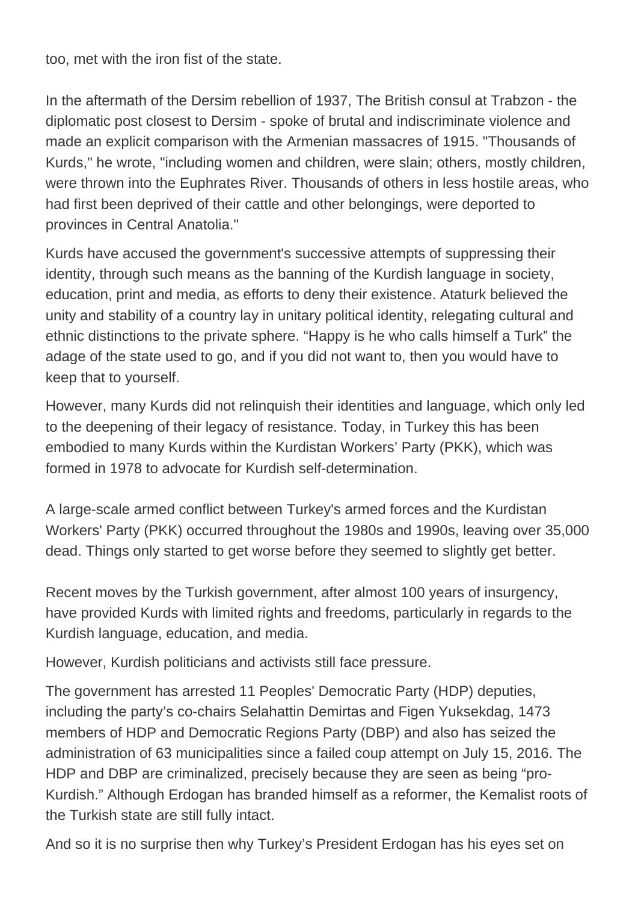too, met with the iron fist of the state.

In the aftermath of the Dersim rebellion of 1937, The British consul at Trabzon - the diplomatic post closest to Dersim - spoke of brutal and indiscriminate violence and made an explicit comparison with the Armenian massacres of 1915. "Thousands of Kurds," he wrote, "including women and children, were slain; others, mostly children, were thrown into the Euphrates River. Thousands of others in less hostile areas, who had first been deprived of their cattle and other belongings, were deported to provinces in Central Anatolia."

Kurds have accused the government's successive attempts of suppressing their identity, through such means as the banning of the Kurdish language in society, education, print and media, as efforts to deny their existence. Ataturk believed the unity and stability of a country lay in unitary political identity, relegating cultural and ethnic distinctions to the private sphere. "Happy is he who calls himself a Turk" the adage of the state used to go, and if you did not want to, then you would have to keep that to yourself.

However, many Kurds did not relinquish their identities and language, which only led to the deepening of their legacy of resistance. Today, in Turkey this has been embodied to many Kurds within the Kurdistan Workers' Party (PKK), which was formed in 1978 to advocate for Kurdish self-determination.

A large-scale armed conflict between Turkey's armed forces and the Kurdistan Workers' Party (PKK) occurred throughout the 1980s and 1990s, leaving over 35,000 dead. Things only started to get worse before they seemed to slightly get better.

Recent moves by the Turkish government, after almost 100 years of insurgency, have provided Kurds with limited rights and freedoms, particularly in regards to the Kurdish language, education, and media.

However, Kurdish politicians and activists still face pressure.

The government has arrested 11 Peoples' Democratic Party (HDP) deputies, including the party's co-chairs Selahattin Demirtas and Figen Yuksekdag, 1473 members of HDP and Democratic Regions Party (DBP) and also has seized the administration of 63 municipalities since a failed coup attempt on July 15, 2016. The HDP and DBP are criminalized, precisely because they are seen as being "pro-Kurdish." Although Erdogan has branded himself as a reformer, the Kemalist roots of the Turkish state are still fully intact.

And so it is no surprise then why Turkey's President Erdogan has his eyes set on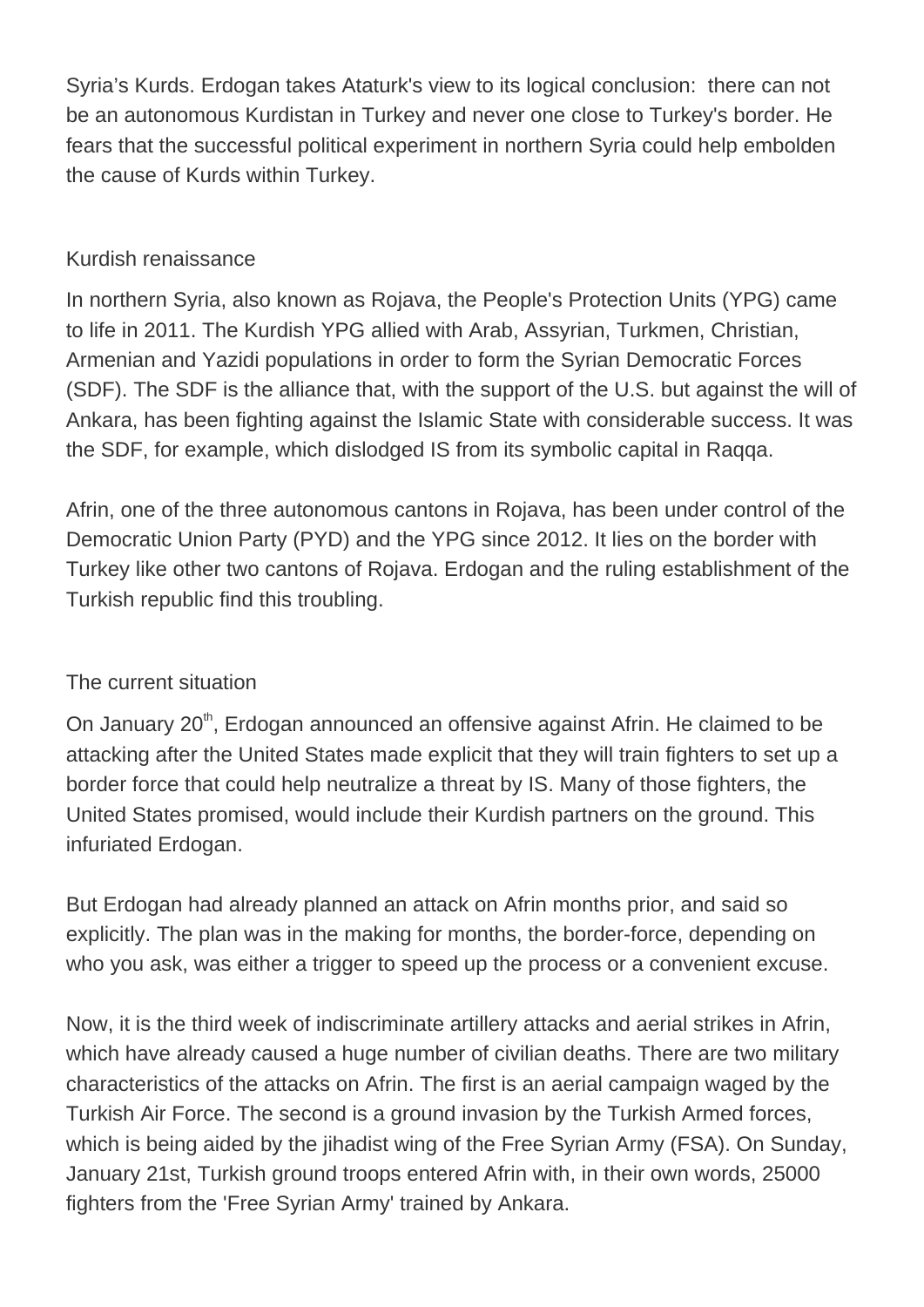Syria's Kurds. Erdogan takes Ataturk's view to its logical conclusion: there can not be an autonomous Kurdistan in Turkey and never one close to Turkey's border. He fears that the successful political experiment in northern Syria could help embolden the cause of Kurds within Turkey.

## Kurdish renaissance

In northern Syria, also known as Rojava, the People's Protection Units (YPG) came to life in 2011. The Kurdish YPG allied with Arab, Assyrian, Turkmen, Christian, Armenian and Yazidi populations in order to form the Syrian Democratic Forces (SDF). The SDF is the alliance that, with the support of the U.S. but against the will of Ankara, has been fighting against the Islamic State with considerable success. It was the SDF, for example, which dislodged IS from its symbolic capital in Raqqa.

Afrin, one of the three autonomous cantons in Rojava, has been under control of the Democratic Union Party (PYD) and the YPG since 2012. It lies on the border with Turkey like other two cantons of Rojava. Erdogan and the ruling establishment of the Turkish republic find this troubling.

## The current situation

On January 20th, Erdogan announced an offensive against Afrin. He claimed to be attacking after the United States made explicit that they will train fighters to set up a border force that could help neutralize a threat by IS. Many of those fighters, the United States promised, would include their Kurdish partners on the ground. This infuriated Erdogan.

But Erdogan had already planned an attack on Afrin months prior, and said so explicitly. The plan was in the making for months, the border-force, depending on who you ask, was either a trigger to speed up the process or a convenient excuse.

Now, it is the third week of indiscriminate artillery attacks and aerial strikes in Afrin, which have already caused a huge number of civilian deaths. There are two military characteristics of the attacks on Afrin. The first is an aerial campaign waged by the Turkish Air Force. The second is a ground invasion by the Turkish Armed forces, which is being aided by the jihadist wing of the Free Syrian Army (FSA). On Sunday, January 21st, Turkish ground troops entered Afrin with, in their own words, 25000 fighters from the 'Free Syrian Army' trained by Ankara.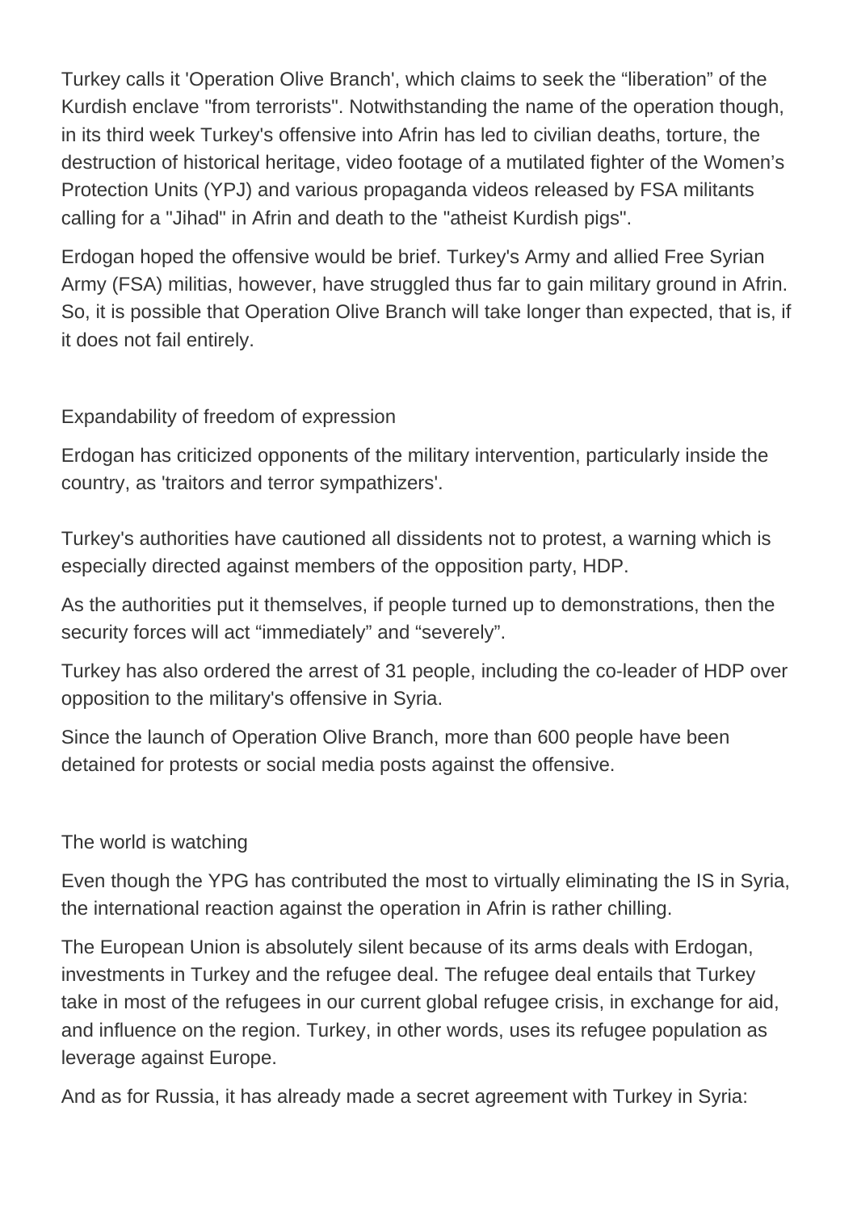Turkey calls it 'Operation Olive Branch', which claims to seek the “liberation” of the Kurdish enclave "from terrorists". Notwithstanding the name of the operation though, in its third week Turkey's offensive into Afrin has led to civilian deaths, torture, the destruction of historical heritage, video footage of a mutilated fighter of the Women’s Protection Units (YPJ) and various propaganda videos released by FSA militants calling for a "Jihad" in Afrin and death to the "atheist Kurdish pigs".

Erdogan hoped the offensive would be brief. Turkey's Army and allied Free Syrian Army (FSA) militias, however, have struggled thus far to gain military ground in Afrin. So, it is possible that Operation Olive Branch will take longer than expected, that is, if it does not fail entirely.

## Expandability of freedom of expression

Erdogan has criticized opponents of the military intervention, particularly inside the country, as 'traitors and terror sympathizers'.

Turkey's authorities have cautioned all dissidents not to protest, a warning which is especially directed against members of the opposition party, HDP.

As the authorities put it themselves, if people turned up to demonstrations, then the security forces will act “immediately” and “severely”.

Turkey has also ordered the arrest of 31 people, including the co-leader of HDP over opposition to the military's offensive in Syria.

Since the launch of Operation Olive Branch, more than 600 people have been detained for protests or social media posts against the offensive.

## The world is watching

Even though the YPG has contributed the most to virtually eliminating the IS in Syria, the international reaction against the operation in Afrin is rather chilling.

The European Union is absolutely silent because of its arms deals with Erdogan, investments in Turkey and the refugee deal. The refugee deal entails that Turkey take in most of the refugees in our current global refugee crisis, in exchange for aid, and influence on the region. Turkey, in other words, uses its refugee population as leverage against Europe.

And as for Russia, it has already made a secret agreement with Turkey in Syria: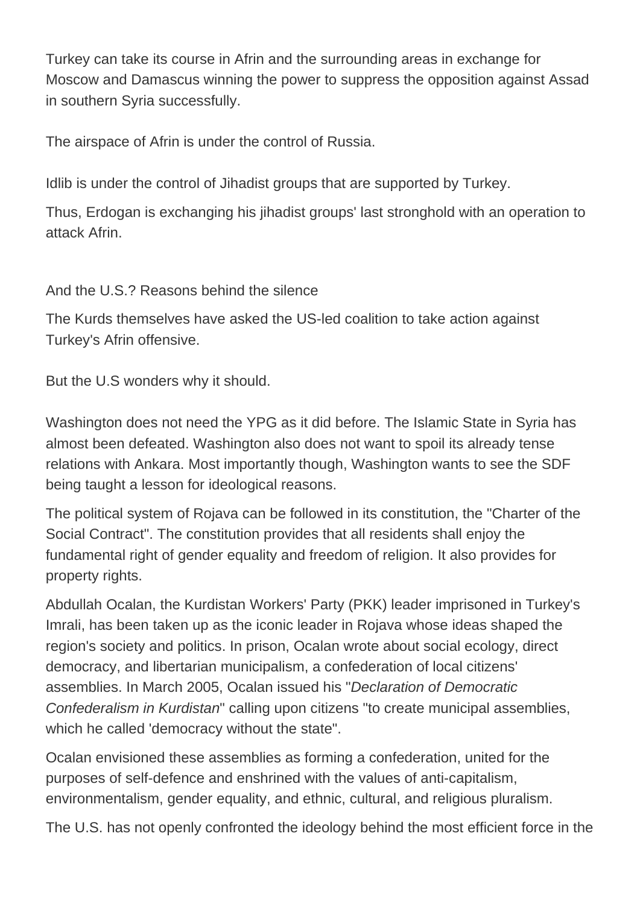Turkey can take its course in Afrin and the surrounding areas in exchange for Moscow and Damascus winning the power to suppress the opposition against Assad in southern Syria successfully.

The airspace of Afrin is under the control of Russia.

Idlib is under the control of Jihadist groups that are supported by Turkey.

Thus, Erdogan is exchanging his jihadist groups' last stronghold with an operation to attack Afrin.

## And the U.S.? Reasons behind the silence

The Kurds themselves have asked the US-led coalition to take action against Turkey's Afrin offensive.

But the U.S wonders why it should.

Washington does not need the YPG as it did before. The Islamic State in Syria has almost been defeated. Washington also does not want to spoil its already tense relations with Ankara. Most importantly though, Washington wants to see the SDF being taught a lesson for ideological reasons.

The political system of Rojava can be followed in its constitution, the "Charter of the Social Contract". The constitution provides that all residents shall enjoy the fundamental right of gender equality and freedom of religion. It also provides for property rights.

Abdullah Ocalan, the Kurdistan Workers' Party (PKK) leader imprisoned in Turkey's Imrali, has been taken up as the iconic leader in Rojava whose ideas shaped the region's society and politics. In prison, Ocalan wrote about social ecology, direct democracy, and libertarian municipalism, a confederation of local citizens' assemblies. In March 2005, Ocalan issued his "*Declaration of Democratic Confederalism in Kurdistan*" calling upon citizens "to create municipal assemblies, which he called 'democracy without the state".

Ocalan envisioned these assemblies as forming a confederation, united for the purposes of self-defence and enshrined with the values of anti-capitalism, environmentalism, gender equality, and ethnic, cultural, and religious pluralism.

The U.S. has not openly confronted the ideology behind the most efficient force in the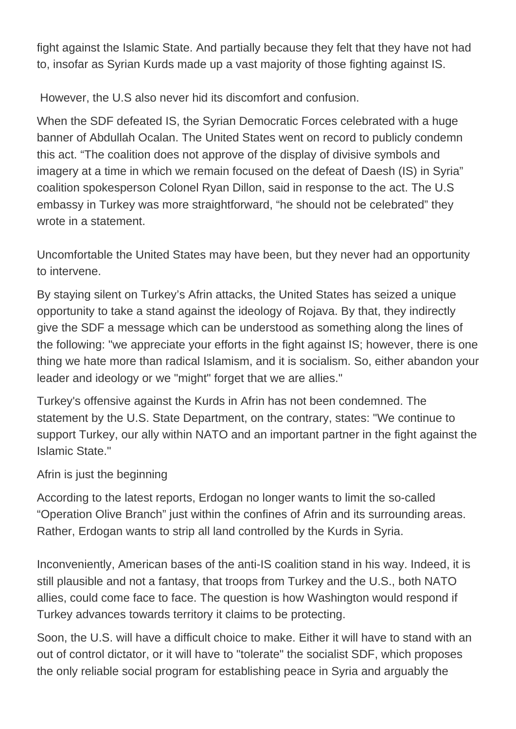fight against the Islamic State. And partially because they felt that they have not had to, insofar as Syrian Kurds made up a vast majority of those fighting against IS.

However, the U.S also never hid its discomfort and confusion.

When the SDF defeated IS, the Syrian Democratic Forces celebrated with a huge banner of Abdullah Ocalan. The United States went on record to publicly condemn this act. “The coalition does not approve of the display of divisive symbols and imagery at a time in which we remain focused on the defeat of Daesh (IS) in Syria” coalition spokesperson Colonel Ryan Dillon, said in response to the act. The U.S embassy in Turkey was more straightforward, “he should not be celebrated” they wrote in a statement.

Uncomfortable the United States may have been, but they never had an opportunity to intervene.

By staying silent on Turkey’s Afrin attacks, the United States has seized a unique opportunity to take a stand against the ideology of Rojava. By that, they indirectly give the SDF a message which can be understood as something along the lines of the following: "we appreciate your efforts in the fight against IS; however, there is one thing we hate more than radical Islamism, and it is socialism. So, either abandon your leader and ideology or we "might" forget that we are allies."

Turkey's offensive against the Kurds in Afrin has not been condemned. The statement by the U.S. State Department, on the contrary, states: "We continue to support Turkey, our ally within NATO and an important partner in the fight against the Islamic State."

Afrin is just the beginning

According to the latest reports, Erdogan no longer wants to limit the so-called “Operation Olive Branch” just within the confines of Afrin and its surrounding areas. Rather, Erdogan wants to strip all land controlled by the Kurds in Syria.

Inconveniently, American bases of the anti-IS coalition stand in his way. Indeed, it is still plausible and not a fantasy, that troops from Turkey and the U.S., both NATO allies, could come face to face. The question is how Washington would respond if Turkey advances towards territory it claims to be protecting.

Soon, the U.S. will have a difficult choice to make. Either it will have to stand with an out of control dictator, or it will have to "tolerate" the socialist SDF, which proposes the only reliable social program for establishing peace in Syria and arguably the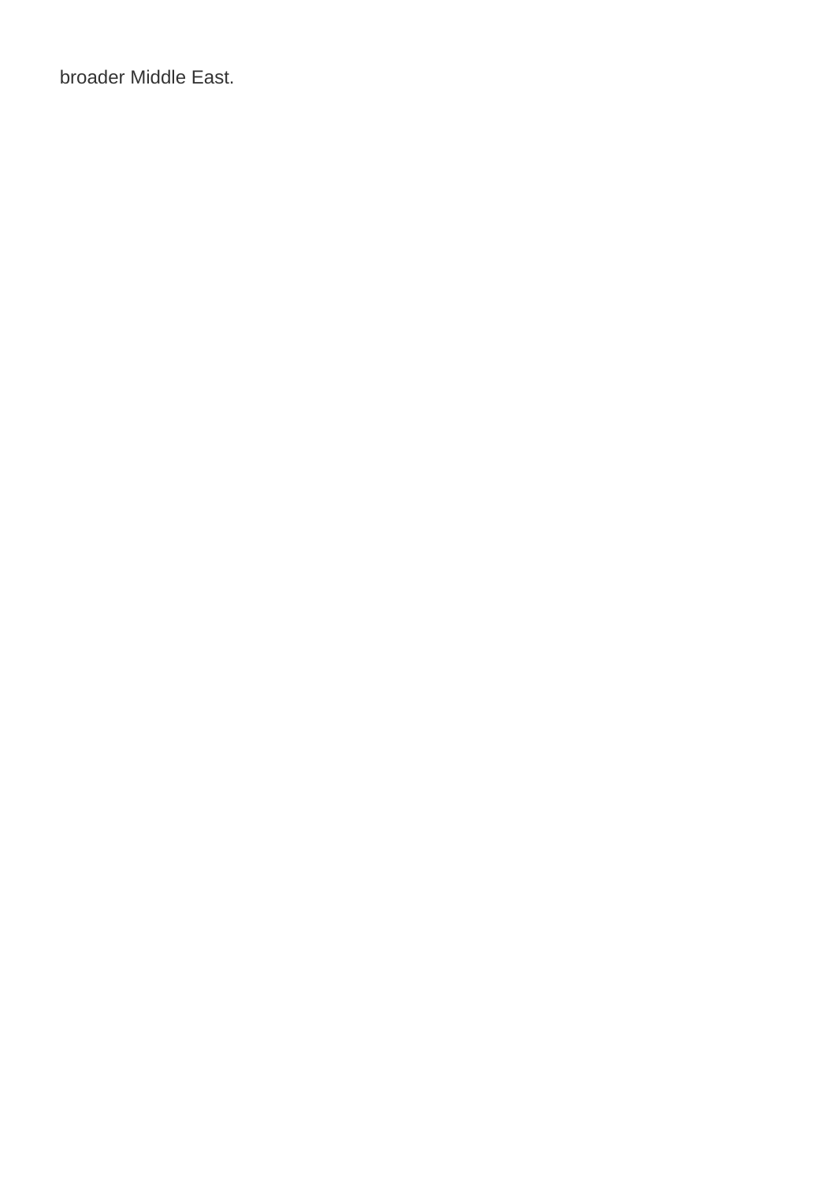broader Middle East.